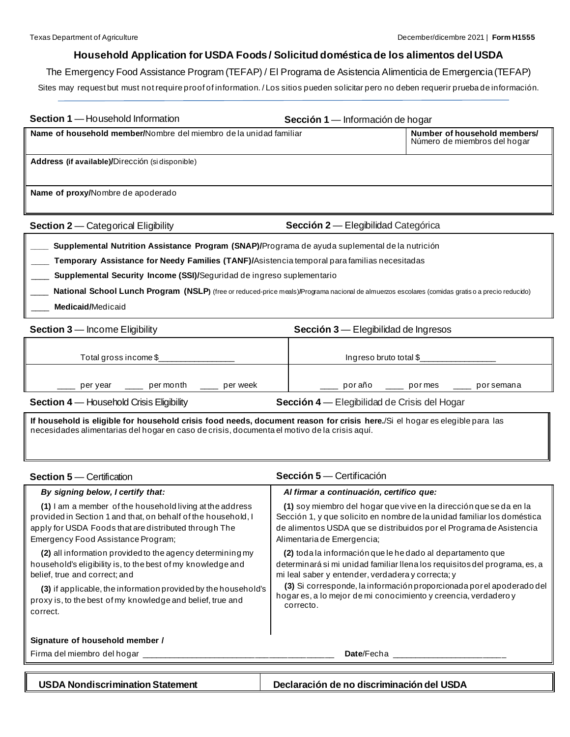Texas Department of Agriculture December/diciembre 2021 | **Form H1555**

# Household Application for USDA Foods / Solicitud doméstica de los alimentos del USDA

The Emergency Food Assistance Program (TEFAP) / El Programa de Asistencia Alimenticia de Emergencia (TEFAP)

Sites may request but must not require proof of information. / Los sitios pueden solicitar pero no deben requerir prueba de información.

## Section 1 — Household Information / Sección 1 — Información de hogar

| **Name of household member/**Nombre del miembro de la unidad familiar | **Number of household members/** Número de miembros del hogar |
|---|---|
| **Address (if available)/**Dirección (si disponible) | |
| **Name of proxy/**Nombre de apoderado | |

## Section 2 — Categorical Eligibility / Sección 2 — Elegibilidad Categórica

____ **Supplemental Nutrition Assistance Program (SNAP)/**Programa de ayuda suplemental de la nutrición

____ **Temporary Assistance for Needy Families (TANF)/**Asistencia temporal para familias necesitadas

____ **Supplemental Security Income (SSI)/**Seguridad de ingreso suplementario

____ **National School Lunch Program (NSLP)** (free or reduced-price meals)/Programa nacional de almuerzos escolares (comidas gratis o a precio reducido)

____ **Medicaid/**Medicaid

## Section 3 — Income Eligibility / Sección 3 — Elegibilidad de Ingresos

| Total gross income $________________ | Ingreso bruto total $________________ |
|---|---|
| ____ per year ____ per month ____ per week | ____ por año ____ por mes ____ por semana |

## Section 4 — Household Crisis Eligibility / Sección 4 — Elegibilidad de Crisis del Hogar

**If household is eligible for household crisis food needs, document reason for crisis here.**/Si el hogar es elegible para las necesidades alimentarias del hogar en caso de crisis, documenta el motivo de la crisis aquí.

## Section 5 — Certification / Sección 5 — Certificación

| ***By signing below, I certify that:*** | ***Al firmar a continuación, certifico que:*** |
|---|---|
| **(1)** I am a member of the household living at the address provided in Section 1 and that, on behalf of the household, I apply for USDA Foods that are distributed through The Emergency Food Assistance Program; | **(1)** soy miembro del hogar que vive en la dirección que se da en la Sección 1, y que solicito en nombre de la unidad familiar los doméstica de alimentos USDA que se distribuidos por el Programa de Asistencia Alimentaria de Emergencia; |
| **(2)** all information provided to the agency determining my household's eligibility is, to the best of my knowledge and belief, true and correct; and | **(2)** toda la información que le he dado al departamento que determinará si mi unidad familiar llena los requisitos del programa, es, a mi leal saber y entender, verdadera y correcta; y |
| **(3)** if applicable, the information provided by the household's proxy is, to the best of my knowledge and belief, true and correct. | **(3)** Si corresponde, la información proporcionada por el apoderado del hogar es, a lo mejor de mi conocimiento y creencia, verdadero y correcto. |

**Signature of household member /**
Firma del miembro del hogar ________________________________________ **Date**/Fecha ________________________

| **USDA Nondiscrimination Statement** | **Declaración de no discriminación del USDA** |
|---|---|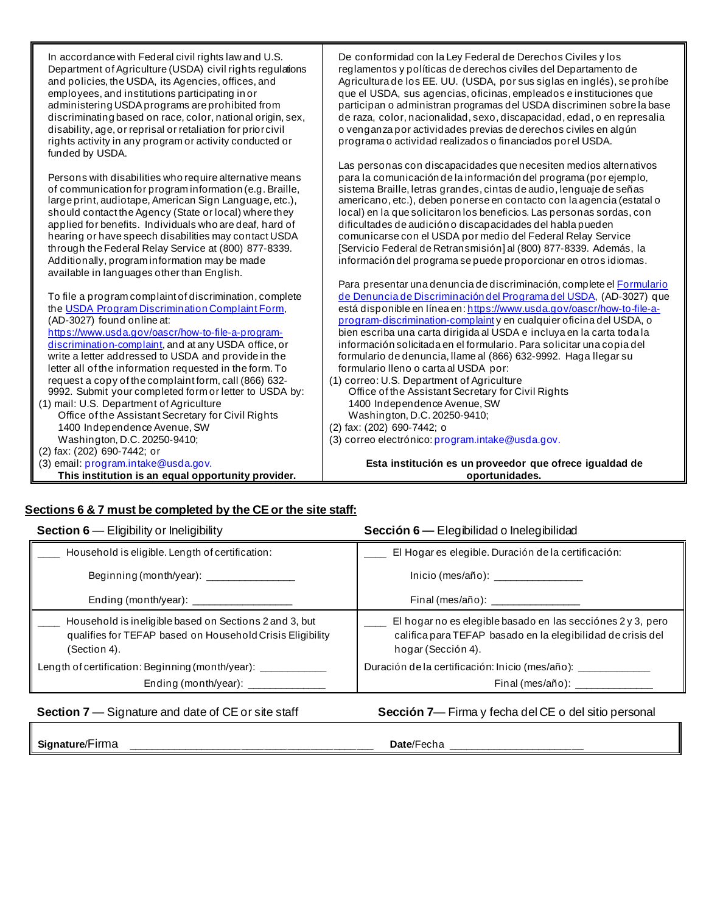In accordance with Federal civil rights law and U.S. Department of Agriculture (USDA) civil rights regulations and policies, the USDA, its Agencies, offices, and employees, and institutions participating in or administering USDA programs are prohibited from discriminating based on race, color, national origin, sex, disability, age, or reprisal or retaliation for prior civil rights activity in any program or activity conducted or funded by USDA.

Persons with disabilities who require alternative means of communication for program information (e.g. Braille, large print, audiotape, American Sign Language, etc.), should contact the Agency (State or local) where they applied for benefits. Individuals who are deaf, hard of hearing or have speech disabilities may contact USDA through the Federal Relay Service at (800) 877-8339. Additionally, program information may be made available in languages other than English.

To file a program complaint of discrimination, complete the USDA Program Discrimination Complaint Form, (AD-3027) found online at: https://www.usda.gov/oascr/how-to-file-a-program-discrimination-complaint, and at any USDA office, or write a letter addressed to USDA and provide in the letter all of the information requested in the form. To request a copy of the complaint form, call (866) 632-9992. Submit your completed form or letter to USDA by:

(1) mail: U.S. Department of Agriculture
Office of the Assistant Secretary for Civil Rights
1400 Independence Avenue, SW
Washington, D.C. 20250-9410;
(2) fax: (202) 690-7442; or
(3) email: program.intake@usda.gov.

**This institution is an equal opportunity provider.**

De conformidad con la Ley Federal de Derechos Civiles y los reglamentos y políticas de derechos civiles del Departamento de Agricultura de los EE. UU. (USDA, por sus siglas en inglés), se prohíbe que el USDA, sus agencias, oficinas, empleados e instituciones que participan o administran programas del USDA discriminen sobre la base de raza, color, nacionalidad, sexo, discapacidad, edad, o en represalia o venganza por actividades previas de derechos civiles en algún programa o actividad realizados o financiados por el USDA.

Las personas con discapacidades que necesiten medios alternativos para la comunicación de la información del programa (por ejemplo, sistema Braille, letras grandes, cintas de audio, lenguaje de señas americano, etc.), deben ponerse en contacto con la agencia (estatal o local) en la que solicitaron los beneficios. Las personas sordas, con dificultades de audición o discapacidades del habla pueden comunicarse con el USDA por medio del Federal Relay Service [Servicio Federal de Retransmisión] al (800) 877-8339. Además, la información del programa se puede proporcionar en otros idiomas.

Para presentar una denuncia de discriminación, complete el Formulario de Denuncia de Discriminación del Programa del USDA, (AD-3027) que está disponible en línea en: https://www.usda.gov/oascr/how-to-file-a-program-discrimination-complaint y en cualquier oficina del USDA, o bien escriba una carta dirigida al USDA e incluya en la carta toda la información solicitada en el formulario. Para solicitar una copia del formulario de denuncia, llame al (866) 632-9992. Haga llegar su formulario lleno o carta al USDA por:

(1) correo: U.S. Department of Agriculture
Office of the Assistant Secretary for Civil Rights
1400 Independence Avenue, SW
Washington, D.C. 20250-9410;
(2) fax: (202) 690-7442; o
(3) correo electrónico: program.intake@usda.gov.

**Esta institución es un proveedor que ofrece igualdad de oportunidades.**

## Sections 6 & 7 must be completed by the CE or the site staff:

**Section 6** — Eligibility or Ineligibility

**Sección 6 —** Elegibilidad o Inelegibilidad

| | |
|---|---|
| ____ Household is eligible. Length of certification:<br><br>Beginning (month/year): _______________<br><br>Ending (month/year): ________________ | ____ El Hogar es elegible. Duración de la certificación:<br><br>Inicio (mes/año): _______________<br><br>Final (mes/año): _______________ |
| ____ Household is ineligible based on Sections 2 and 3, but qualifies for TEFAP based on Household Crisis Eligibility (Section 4).<br><br>Length of certification: Beginning (month/year): ___________<br><br>Ending (month/year): _____________ | ____ El hogar no es elegible basado en las secciónes 2 y 3, pero califica para TEFAP basado en la elegibilidad de crisis del hogar (Sección 4).<br><br>Duración de la certificación: Inicio (mes/año): ____________<br><br>Final (mes/año): _____________ |

**Section 7** — Signature and date of CE or site staff

**Sección 7**— Firma y fecha del CE o del sitio personal

**Signature**/Firma ________________________________________ **Date**/Fecha ______________________